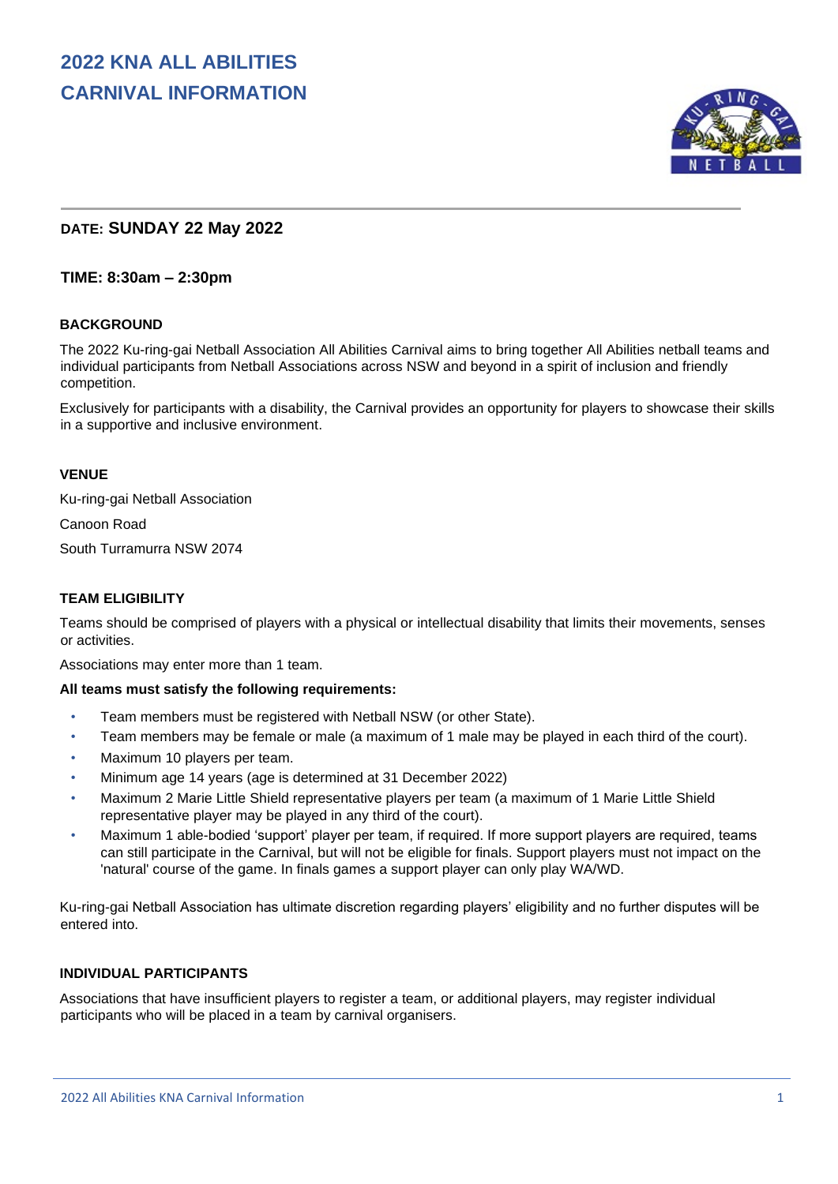# 2022 KNA ALL ABILITIES CARNIVAL INFORMATION

**DATE: SUNDAY 22 May 2022**

**TIME: 8:30am – 2:30pm**

### BACKGROUND

The 2022 Ku-ring-gai Netball Association All Abilities Carnival aims to bring together All Abilities netball teams and individual participants from Netball Associations across NSW and beyond in a spirit of inclusion and friendly competition.

Exclusively for participants with a disability, the Carnival provides an opportunity for players to showcase their skills in a supportive and inclusive environment.

### VENUE

Ku-ring-gai Netball Association

Canoon Road

South Turramurra NSW 2074

### TEAM ELIGIBILITY

Teams should be comprised of players with a physical or intellectual disability that limits their movements, senses or activities.

Associations may enter more than 1 team.

**All teams must satisfy the following requirements:**

- Team members must be registered with Netball NSW (or other State).
- Team members may be female or male (a maximum of 1 male may be played in each third of the court).
- Maximum 10 players per team.
- Minimum age 14 years (age is determined at 31 December 2022)
- Maximum 2 Marie Little Shield representative players per team (a maximum of 1 Marie Little Shield representative player may be played in any third of the court).
- Maximum 1 able-bodied 'support' player per team, if required. If more support players are required, teams can still participate in the Carnival, but will not be eligible for finals. Support players must not impact on the 'natural' course of the game. In finals games a support player can only play WA/WD.

Ku-ring-gai Netball Association has ultimate discretion regarding players' eligibility and no further disputes will be entered into.

### INDIVIDUAL PARTICIPANTS

Associations that have insufficient players to register a team, or additional players, may register individual participants who will be placed in a team by carnival organisers.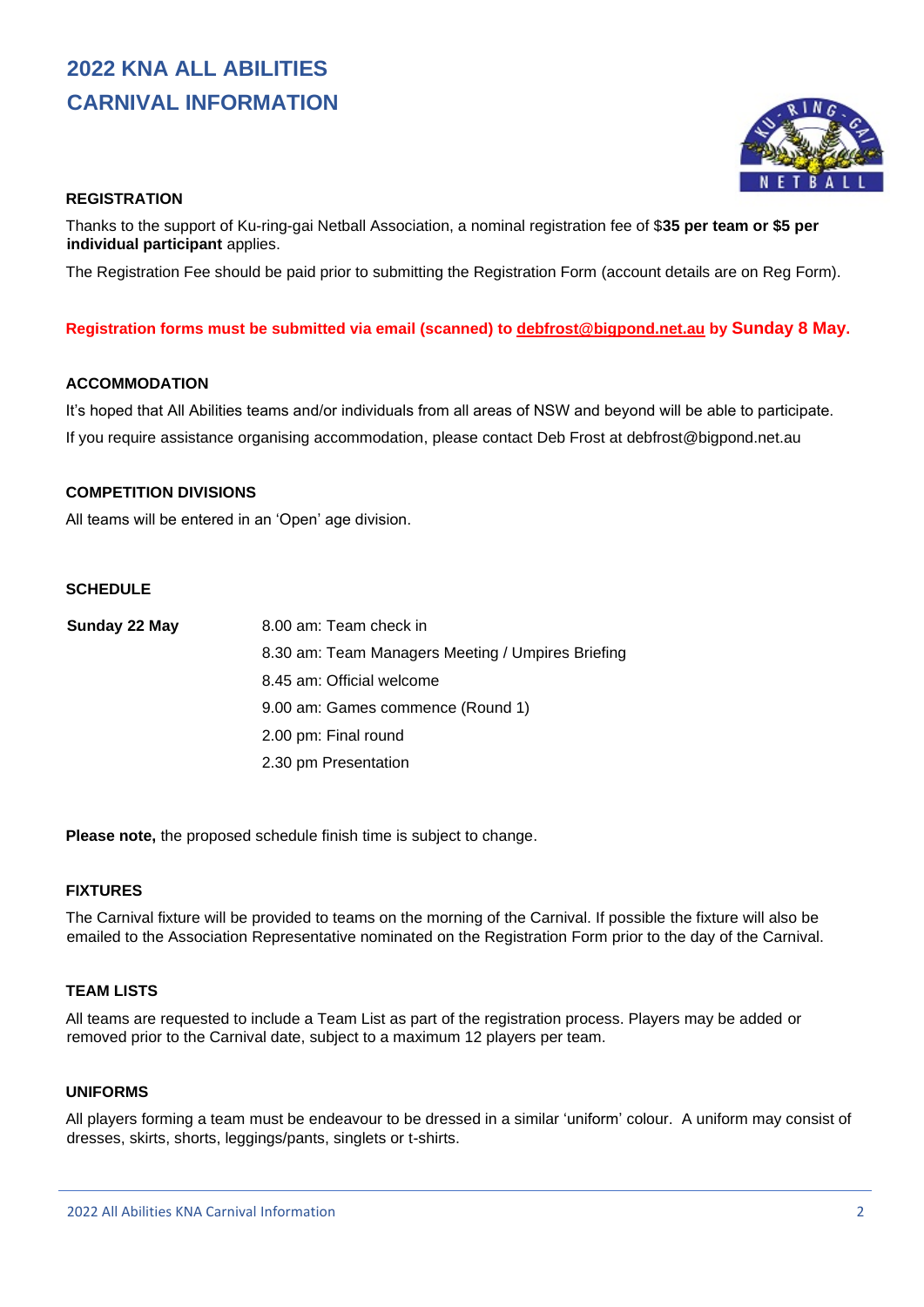# 2022 KNA ALL ABILITIES CARNIVAL INFORMATION

## REGISTRATION

Thanks to the support of Ku-ring-gai Netball Association, a nominal registration fee of $**35 per team or $5 per individual participant** applies.

The Registration Fee should be paid prior to submitting the Registration Form (account details are on Reg Form).

**Registration forms must be submitted via email (scanned) to debfrost@bigpond.net.au by Sunday 8 May.**

## ACCOMMODATION

It's hoped that All Abilities teams and/or individuals from all areas of NSW and beyond will be able to participate.

If you require assistance organising accommodation, please contact Deb Frost at debfrost@bigpond.net.au

## COMPETITION DIVISIONS

All teams will be entered in an 'Open' age division.

## SCHEDULE

**Sunday 22 May**

- 8.00 am: Team check in
- 8.30 am: Team Managers Meeting / Umpires Briefing
- 8.45 am: Official welcome
- 9.00 am: Games commence (Round 1)
- 2.00 pm: Final round
- 2.30 pm Presentation

**Please note,** the proposed schedule finish time is subject to change.

## FIXTURES

The Carnival fixture will be provided to teams on the morning of the Carnival. If possible the fixture will also be emailed to the Association Representative nominated on the Registration Form prior to the day of the Carnival.

## TEAM LISTS

All teams are requested to include a Team List as part of the registration process. Players may be added or removed prior to the Carnival date, subject to a maximum 12 players per team.

## UNIFORMS

All players forming a team must be endeavour to be dressed in a similar 'uniform' colour. A uniform may consist of dresses, skirts, shorts, leggings/pants, singlets or t-shirts.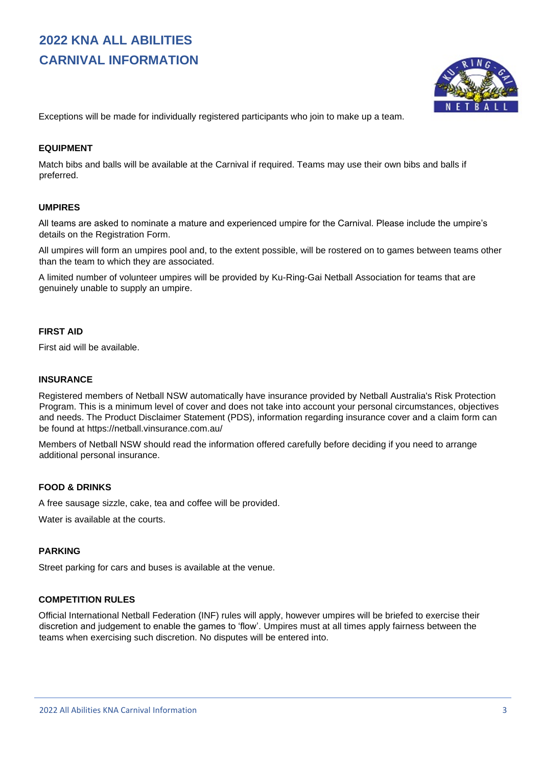# 2022 KNA ALL ABILITIES CARNIVAL INFORMATION

Exceptions will be made for individually registered participants who join to make up a team.

### EQUIPMENT

Match bibs and balls will be available at the Carnival if required. Teams may use their own bibs and balls if preferred.

### UMPIRES

All teams are asked to nominate a mature and experienced umpire for the Carnival. Please include the umpire's details on the Registration Form.

All umpires will form an umpires pool and, to the extent possible, will be rostered on to games between teams other than the team to which they are associated.

A limited number of volunteer umpires will be provided by Ku-Ring-Gai Netball Association for teams that are genuinely unable to supply an umpire.

### FIRST AID

First aid will be available.

### INSURANCE

Registered members of Netball NSW automatically have insurance provided by Netball Australia's Risk Protection Program. This is a minimum level of cover and does not take into account your personal circumstances, objectives and needs. The Product Disclaimer Statement (PDS), information regarding insurance cover and a claim form can be found at https://netball.vinsurance.com.au/

Members of Netball NSW should read the information offered carefully before deciding if you need to arrange additional personal insurance.

### FOOD & DRINKS

A free sausage sizzle, cake, tea and coffee will be provided.

Water is available at the courts.

### PARKING

Street parking for cars and buses is available at the venue.

### COMPETITION RULES

Official International Netball Federation (INF) rules will apply, however umpires will be briefed to exercise their discretion and judgement to enable the games to 'flow'. Umpires must at all times apply fairness between the teams when exercising such discretion. No disputes will be entered into.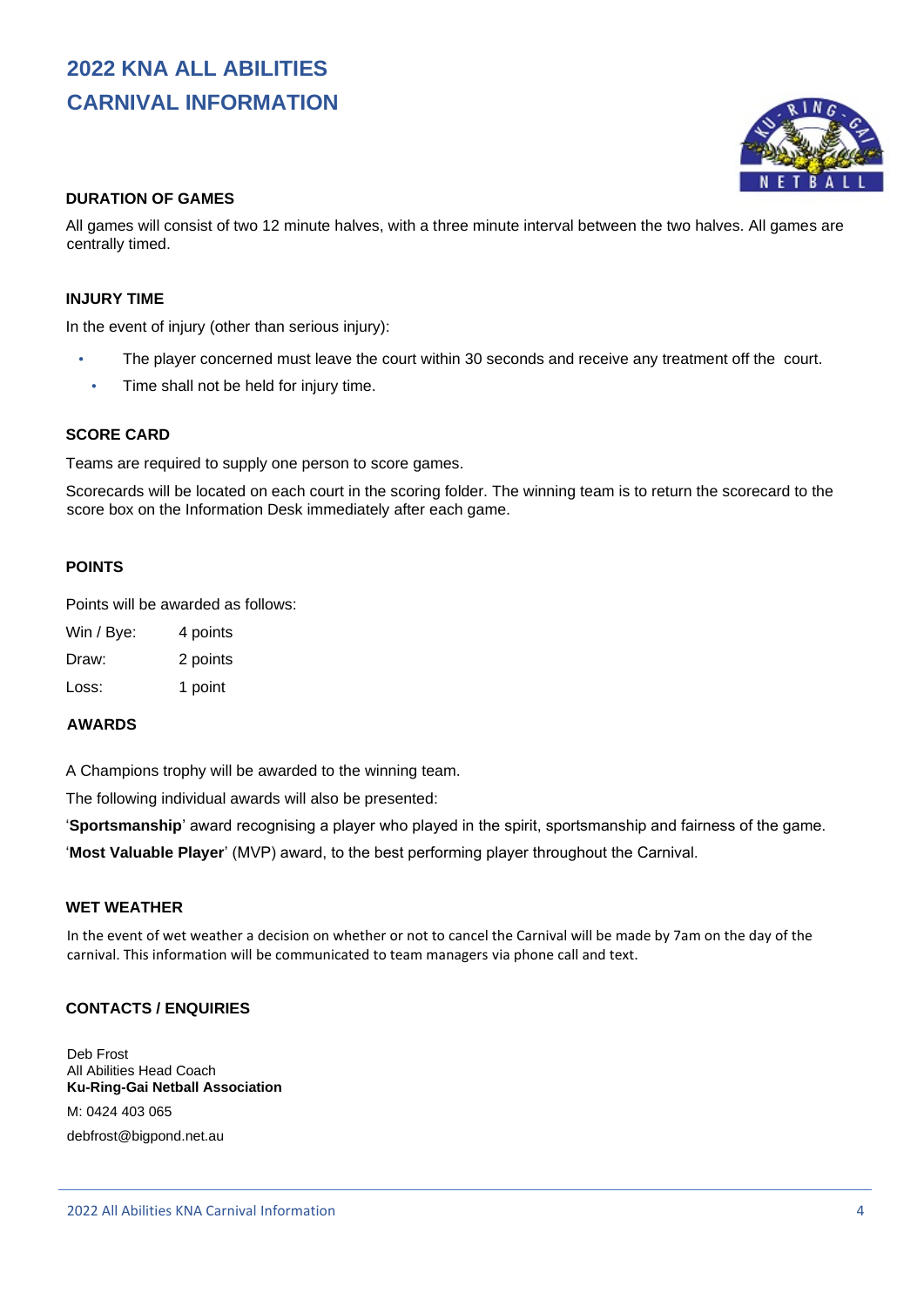# 2022 KNA ALL ABILITIES CARNIVAL INFORMATION

### DURATION OF GAMES

All games will consist of two 12 minute halves, with a three minute interval between the two halves. All games are centrally timed.

### INJURY TIME

In the event of injury (other than serious injury):

- The player concerned must leave the court within 30 seconds and receive any treatment off the court.
- Time shall not be held for injury time.

### SCORE CARD

Teams are required to supply one person to score games.

Scorecards will be located on each court in the scoring folder. The winning team is to return the scorecard to the score box on the Information Desk immediately after each game.

### POINTS

Points will be awarded as follows:

| | |
|---|---|
| Win / Bye: | 4 points |
| Draw: | 2 points |
| Loss: | 1 point |

### AWARDS

A Champions trophy will be awarded to the winning team.

The following individual awards will also be presented:

'**Sportsmanship**' award recognising a player who played in the spirit, sportsmanship and fairness of the game.

'**Most Valuable Player**' (MVP) award, to the best performing player throughout the Carnival.

### WET WEATHER

In the event of wet weather a decision on whether or not to cancel the Carnival will be made by 7am on the day of the carnival. This information will be communicated to team managers via phone call and text.

### CONTACTS / ENQUIRIES

Deb Frost
All Abilities Head Coach
**Ku-Ring-Gai Netball Association**

M: 0424 403 065

debfrost@bigpond.net.au